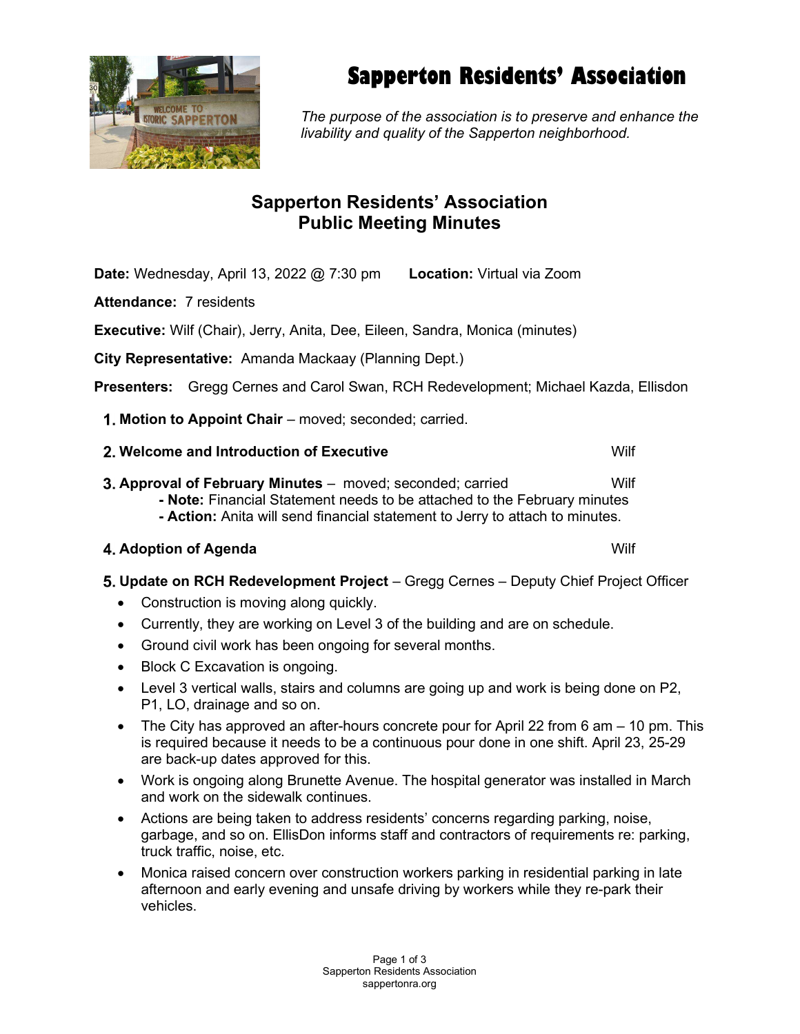# Sapperton Residents' Association

*The purpose of the association is to preserve and enhance the livability and quality of the Sapperton neighborhood.*

## Sapperton Residents' Association
## Public Meeting Minutes

**Date:** Wednesday, April 13, 2022 @ 7:30 pm **Location:** Virtual via Zoom

**Attendance:** 7 residents

**Executive:** Wilf (Chair), Jerry, Anita, Dee, Eileen, Sandra, Monica (minutes)

**City Representative:** Amanda Mackaay (Planning Dept.)

**Presenters:** Gregg Cernes and Carol Swan, RCH Redevelopment; Michael Kazda, Ellisdon

1. **Motion to Appoint Chair** – moved; seconded; carried.

2. **Welcome and Introduction of Executive** Wilf

3. **Approval of February Minutes** – moved; seconded; carried Wilf
   - **Note:** Financial Statement needs to be attached to the February minutes
   - **Action:** Anita will send financial statement to Jerry to attach to minutes.

4. **Adoption of Agenda** Wilf

5. **Update on RCH Redevelopment Project** – Gregg Cernes – Deputy Chief Project Officer
   - Construction is moving along quickly.
   - Currently, they are working on Level 3 of the building and are on schedule.
   - Ground civil work has been ongoing for several months.
   - Block C Excavation is ongoing.
   - Level 3 vertical walls, stairs and columns are going up and work is being done on P2, P1, LO, drainage and so on.
   - The City has approved an after-hours concrete pour for April 22 from 6 am – 10 pm. This is required because it needs to be a continuous pour done in one shift. April 23, 25-29 are back-up dates approved for this.
   - Work is ongoing along Brunette Avenue. The hospital generator was installed in March and work on the sidewalk continues.
   - Actions are being taken to address residents' concerns regarding parking, noise, garbage, and so on. EllisDon informs staff and contractors of requirements re: parking, truck traffic, noise, etc.
   - Monica raised concern over construction workers parking in residential parking in late afternoon and early evening and unsafe driving by workers while they re-park their vehicles.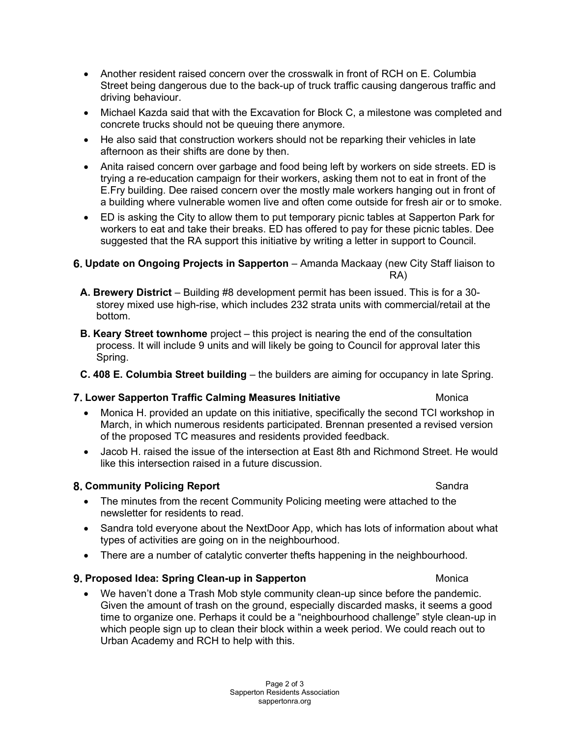- Another resident raised concern over the crosswalk in front of RCH on E. Columbia Street being dangerous due to the back-up of truck traffic causing dangerous traffic and driving behaviour.
- Michael Kazda said that with the Excavation for Block C, a milestone was completed and concrete trucks should not be queuing there anymore.
- He also said that construction workers should not be reparking their vehicles in late afternoon as their shifts are done by then.
- Anita raised concern over garbage and food being left by workers on side streets. ED is trying a re-education campaign for their workers, asking them not to eat in front of the E.Fry building. Dee raised concern over the mostly male workers hanging out in front of a building where vulnerable women live and often come outside for fresh air or to smoke.
- ED is asking the City to allow them to put temporary picnic tables at Sapperton Park for workers to eat and take their breaks. ED has offered to pay for these picnic tables. Dee suggested that the RA support this initiative by writing a letter in support to Council.

## 6. Update on Ongoing Projects in Sapperton – Amanda Mackaay (new City Staff liaison to RA)

**A. Brewery District** – Building #8 development permit has been issued. This is for a 30-storey mixed use high-rise, which includes 232 strata units with commercial/retail at the bottom.

**B. Keary Street townhome** project – this project is nearing the end of the consultation process. It will include 9 units and will likely be going to Council for approval later this Spring.

**C. 408 E. Columbia Street building** – the builders are aiming for occupancy in late Spring.

## 7. Lower Sapperton Traffic Calming Measures Initiative — Monica

- Monica H. provided an update on this initiative, specifically the second TCI workshop in March, in which numerous residents participated. Brennan presented a revised version of the proposed TC measures and residents provided feedback.
- Jacob H. raised the issue of the intersection at East 8th and Richmond Street. He would like this intersection raised in a future discussion.

## 8. Community Policing Report — Sandra

- The minutes from the recent Community Policing meeting were attached to the newsletter for residents to read.
- Sandra told everyone about the NextDoor App, which has lots of information about what types of activities are going on in the neighbourhood.
- There are a number of catalytic converter thefts happening in the neighbourhood.

## 9. Proposed Idea: Spring Clean-up in Sapperton — Monica

- We haven't done a Trash Mob style community clean-up since before the pandemic. Given the amount of trash on the ground, especially discarded masks, it seems a good time to organize one. Perhaps it could be a "neighbourhood challenge" style clean-up in which people sign up to clean their block within a week period. We could reach out to Urban Academy and RCH to help with this.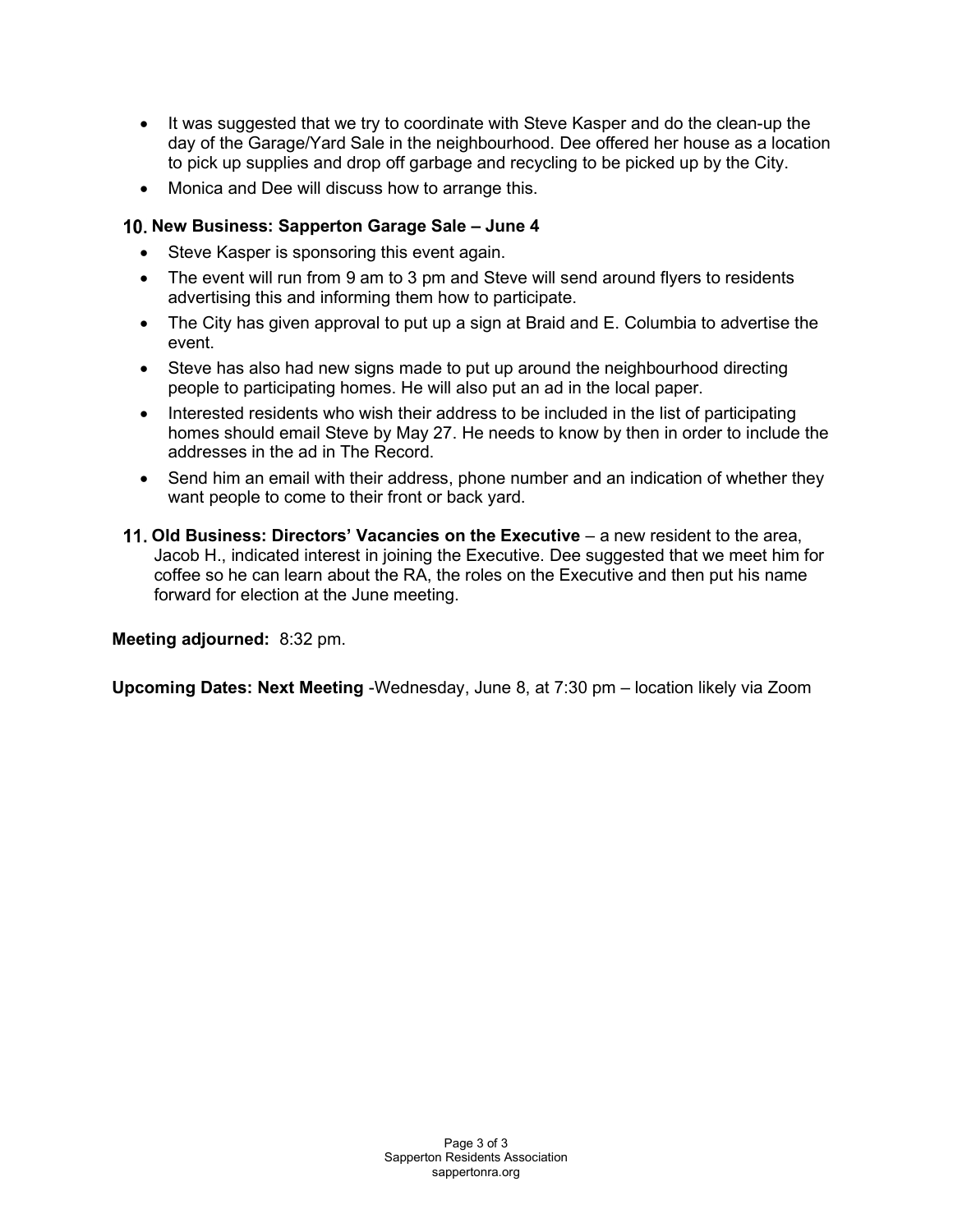- It was suggested that we try to coordinate with Steve Kasper and do the clean-up the day of the Garage/Yard Sale in the neighbourhood. Dee offered her house as a location to pick up supplies and drop off garbage and recycling to be picked up by the City.
- Monica and Dee will discuss how to arrange this.

**10. New Business: Sapperton Garage Sale – June 4**

- Steve Kasper is sponsoring this event again.
- The event will run from 9 am to 3 pm and Steve will send around flyers to residents advertising this and informing them how to participate.
- The City has given approval to put up a sign at Braid and E. Columbia to advertise the event.
- Steve has also had new signs made to put up around the neighbourhood directing people to participating homes. He will also put an ad in the local paper.
- Interested residents who wish their address to be included in the list of participating homes should email Steve by May 27. He needs to know by then in order to include the addresses in the ad in The Record.
- Send him an email with their address, phone number and an indication of whether they want people to come to their front or back yard.

**11. Old Business: Directors' Vacancies on the Executive** – a new resident to the area, Jacob H., indicated interest in joining the Executive. Dee suggested that we meet him for coffee so he can learn about the RA, the roles on the Executive and then put his name forward for election at the June meeting.

**Meeting adjourned:** 8:32 pm.

**Upcoming Dates: Next Meeting** -Wednesday, June 8, at 7:30 pm – location likely via Zoom